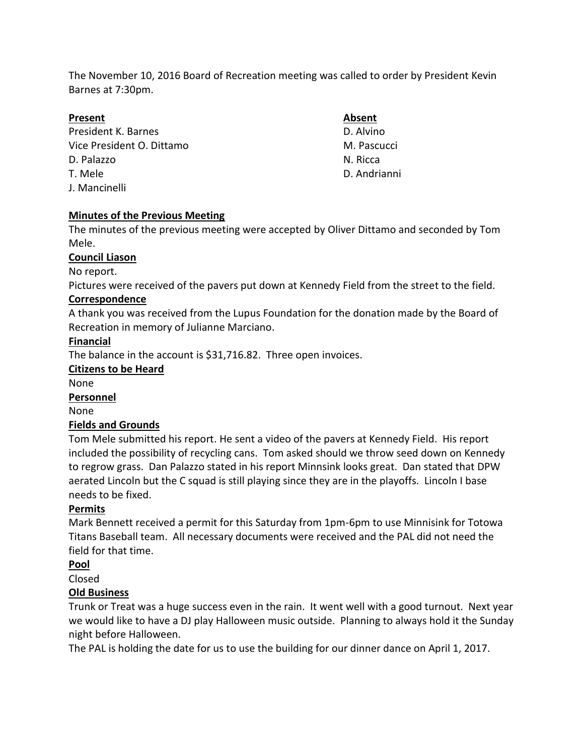The November 10, 2016 Board of Recreation meeting was called to order by President Kevin Barnes at 7:30pm.

| **Present** | **Absent** |
|---|---|
| President K. Barnes | D. Alvino |
| Vice President O. Dittamo | M. Pascucci |
| D. Palazzo | N. Ricca |
| T. Mele | D. Andrianni |
| J. Mancinelli | |

**Minutes of the Previous Meeting**

The minutes of the previous meeting were accepted by Oliver Dittamo and seconded by Tom Mele.

**Council Liason**

No report.

Pictures were received of the pavers put down at Kennedy Field from the street to the field.

**Correspondence**

A thank you was received from the Lupus Foundation for the donation made by the Board of Recreation in memory of Julianne Marciano.

**Financial**

The balance in the account is $31,716.82. Three open invoices.

**Citizens to be Heard**

None

**Personnel**

None

**Fields and Grounds**

Tom Mele submitted his report. He sent a video of the pavers at Kennedy Field. His report included the possibility of recycling cans. Tom asked should we throw seed down on Kennedy to regrow grass. Dan Palazzo stated in his report Minnsink looks great. Dan stated that DPW aerated Lincoln but the C squad is still playing since they are in the playoffs. Lincoln I base needs to be fixed.

**Permits**

Mark Bennett received a permit for this Saturday from 1pm-6pm to use Minnisink for Totowa Titans Baseball team. All necessary documents were received and the PAL did not need the field for that time.

**Pool**

Closed

**Old Business**

Trunk or Treat was a huge success even in the rain. It went well with a good turnout. Next year we would like to have a DJ play Halloween music outside. Planning to always hold it the Sunday night before Halloween.

The PAL is holding the date for us to use the building for our dinner dance on April 1, 2017.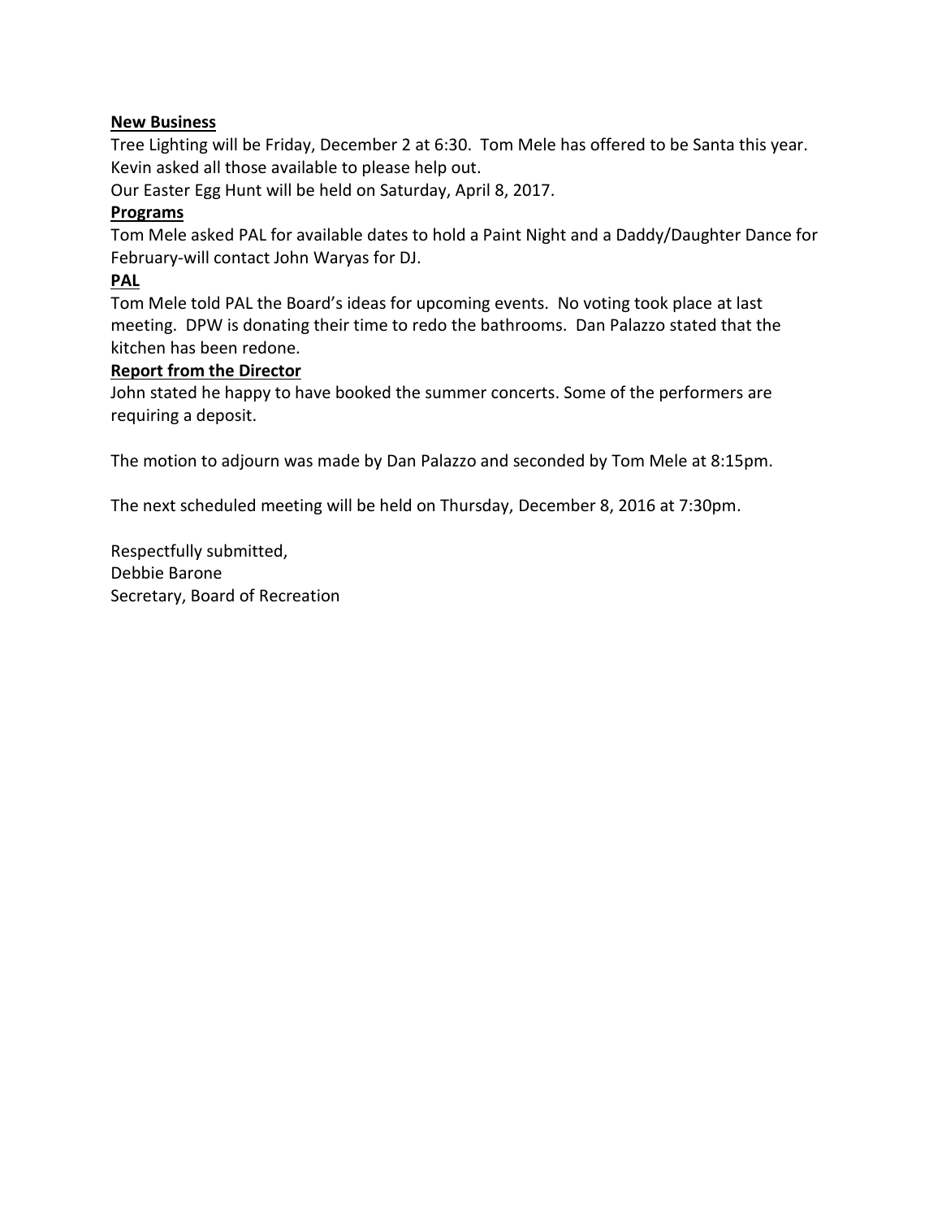**New Business**

Tree Lighting will be Friday, December 2 at 6:30. Tom Mele has offered to be Santa this year. Kevin asked all those available to please help out.

Our Easter Egg Hunt will be held on Saturday, April 8, 2017.

**Programs**

Tom Mele asked PAL for available dates to hold a Paint Night and a Daddy/Daughter Dance for February-will contact John Waryas for DJ.

**PAL**

Tom Mele told PAL the Board's ideas for upcoming events. No voting took place at last meeting. DPW is donating their time to redo the bathrooms. Dan Palazzo stated that the kitchen has been redone.

**Report from the Director**

John stated he happy to have booked the summer concerts. Some of the performers are requiring a deposit.

The motion to adjourn was made by Dan Palazzo and seconded by Tom Mele at 8:15pm.

The next scheduled meeting will be held on Thursday, December 8, 2016 at 7:30pm.

Respectfully submitted,
Debbie Barone
Secretary, Board of Recreation